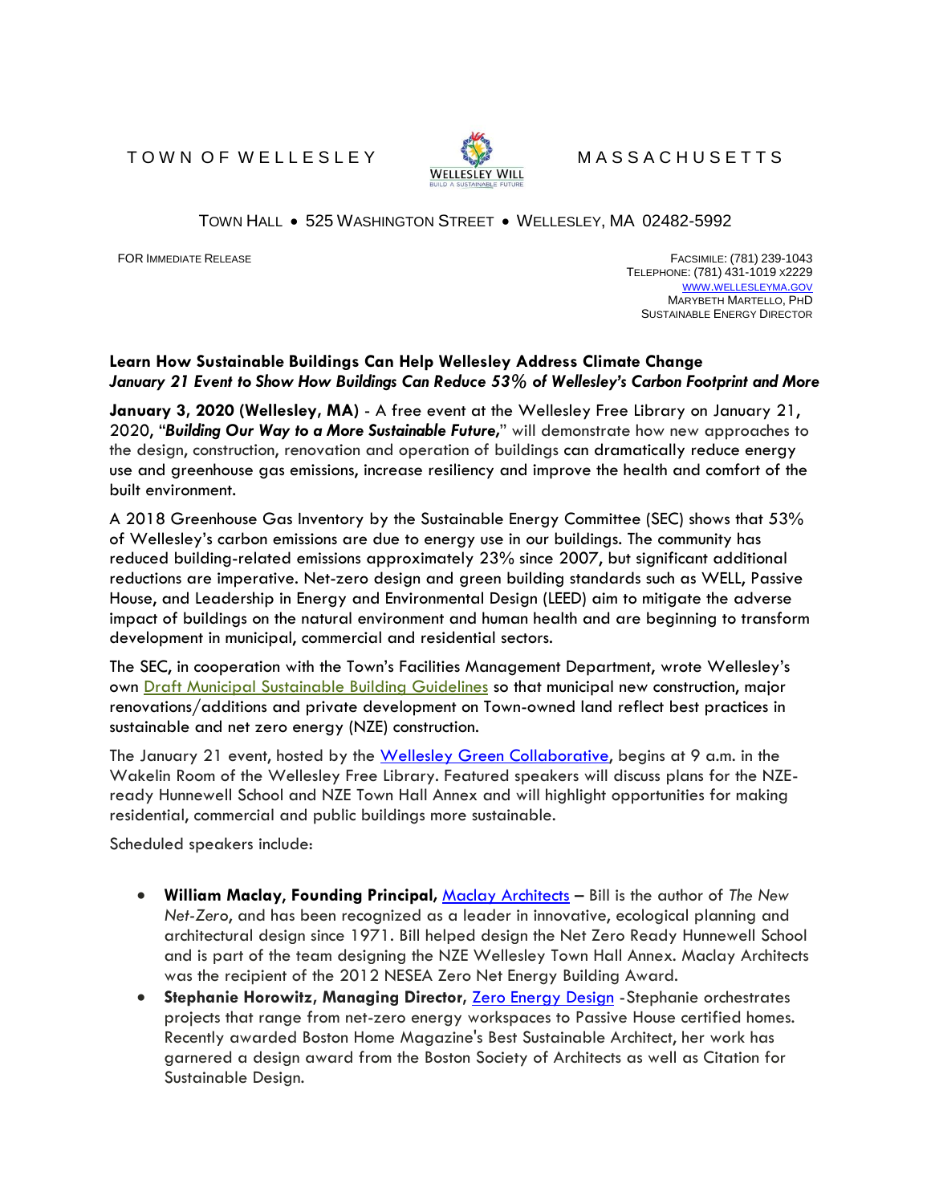TOWN OF WELLESLEY    WELLESLEY WILL BUILD A SUSTAINABLE FUTURE    MASSACHUSETTS

TOWN HALL • 525 WASHINGTON STREET • WELLESLEY, MA 02482-5992

FOR IMMEDIATE RELEASE

FACSIMILE: (781) 239-1043
TELEPHONE: (781) 431-1019 x2229
WWW.WELLESLEYMA.GOV
MARYBETH MARTELLO, PHD
SUSTAINABLE ENERGY DIRECTOR

**Learn How Sustainable Buildings Can Help Wellesley Address Climate Change**
***January 21 Event to Show How Buildings Can Reduce 53% of Wellesley's Carbon Footprint and More***

**January 3, 2020 (Wellesley, MA)** - A free event at the Wellesley Free Library on January 21, 2020, "***Building Our Way to a More Sustainable Future,***" will demonstrate how new approaches to the design, construction, renovation and operation of buildings can dramatically reduce energy use and greenhouse gas emissions, increase resiliency and improve the health and comfort of the built environment.

A 2018 Greenhouse Gas Inventory by the Sustainable Energy Committee (SEC) shows that 53% of Wellesley's carbon emissions are due to energy use in our buildings. The community has reduced building-related emissions approximately 23% since 2007, but significant additional reductions are imperative. Net-zero design and green building standards such as WELL, Passive House, and Leadership in Energy and Environmental Design (LEED) aim to mitigate the adverse impact of buildings on the natural environment and human health and are beginning to transform development in municipal, commercial and residential sectors.

The SEC, in cooperation with the Town's Facilities Management Department, wrote Wellesley's own Draft Municipal Sustainable Building Guidelines so that municipal new construction, major renovations/additions and private development on Town-owned land reflect best practices in sustainable and net zero energy (NZE) construction.

The January 21 event, hosted by the Wellesley Green Collaborative, begins at 9 a.m. in the Wakelin Room of the Wellesley Free Library. Featured speakers will discuss plans for the NZE-ready Hunnewell School and NZE Town Hall Annex and will highlight opportunities for making residential, commercial and public buildings more sustainable.

Scheduled speakers include:

- **William Maclay, Founding Principal,** Maclay Architects – Bill is the author of *The New Net-Zero*, and has been recognized as a leader in innovative, ecological planning and architectural design since 1971. Bill helped design the Net Zero Ready Hunnewell School and is part of the team designing the NZE Wellesley Town Hall Annex. Maclay Architects was the recipient of the 2012 NESEA Zero Net Energy Building Award.
- **Stephanie Horowitz, Managing Director,** Zero Energy Design -Stephanie orchestrates projects that range from net-zero energy workspaces to Passive House certified homes. Recently awarded Boston Home Magazine's Best Sustainable Architect, her work has garnered a design award from the Boston Society of Architects as well as Citation for Sustainable Design.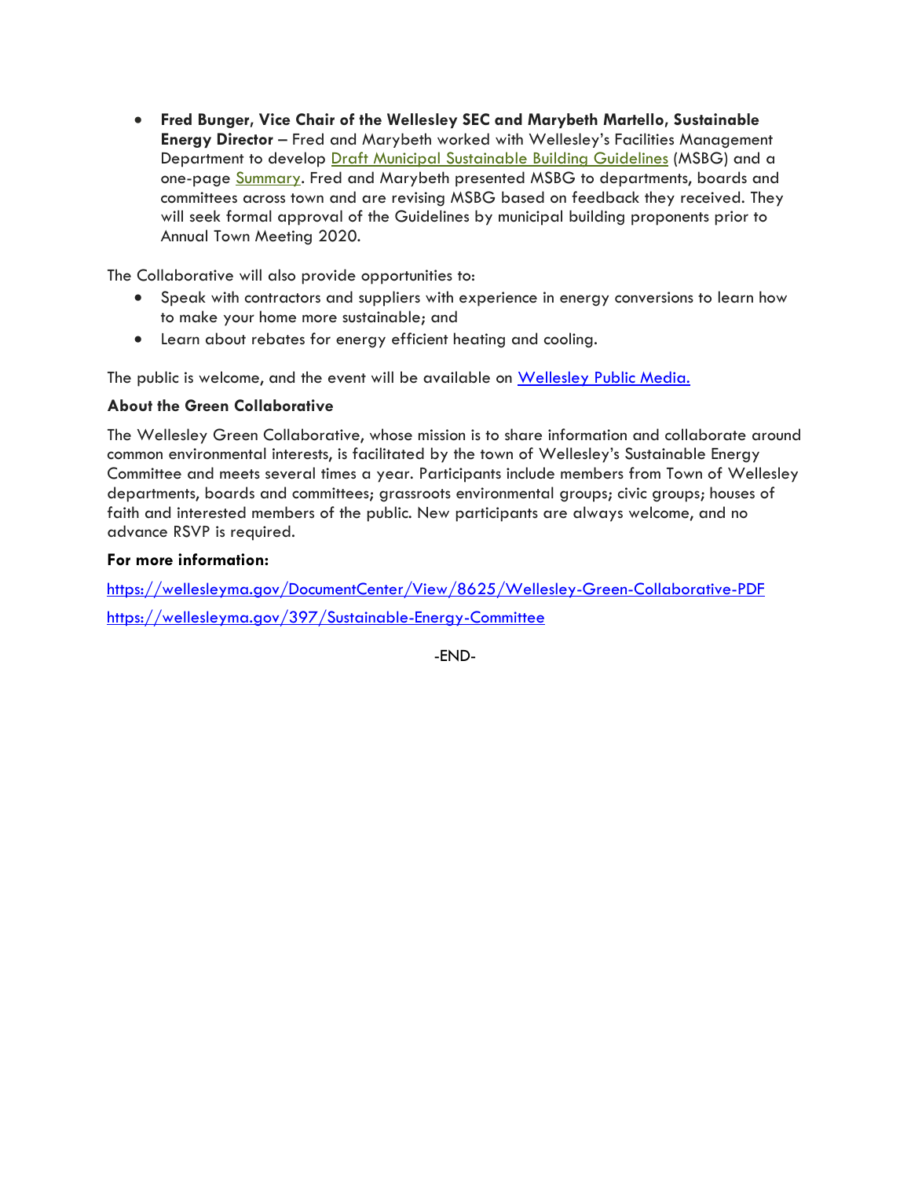- **Fred Bunger, Vice Chair of the Wellesley SEC and Marybeth Martello, Sustainable Energy Director** – Fred and Marybeth worked with Wellesley's Facilities Management Department to develop Draft Municipal Sustainable Building Guidelines (MSBG) and a one-page Summary. Fred and Marybeth presented MSBG to departments, boards and committees across town and are revising MSBG based on feedback they received. They will seek formal approval of the Guidelines by municipal building proponents prior to Annual Town Meeting 2020.

The Collaborative will also provide opportunities to:

- Speak with contractors and suppliers with experience in energy conversions to learn how to make your home more sustainable; and
- Learn about rebates for energy efficient heating and cooling.

The public is welcome, and the event will be available on Wellesley Public Media.

**About the Green Collaborative**

The Wellesley Green Collaborative, whose mission is to share information and collaborate around common environmental interests, is facilitated by the town of Wellesley's Sustainable Energy Committee and meets several times a year. Participants include members from Town of Wellesley departments, boards and committees; grassroots environmental groups; civic groups; houses of faith and interested members of the public. New participants are always welcome, and no advance RSVP is required.

**For more information:**

https://wellesleyma.gov/DocumentCenter/View/8625/Wellesley-Green-Collaborative-PDF

https://wellesleyma.gov/397/Sustainable-Energy-Committee

-END-